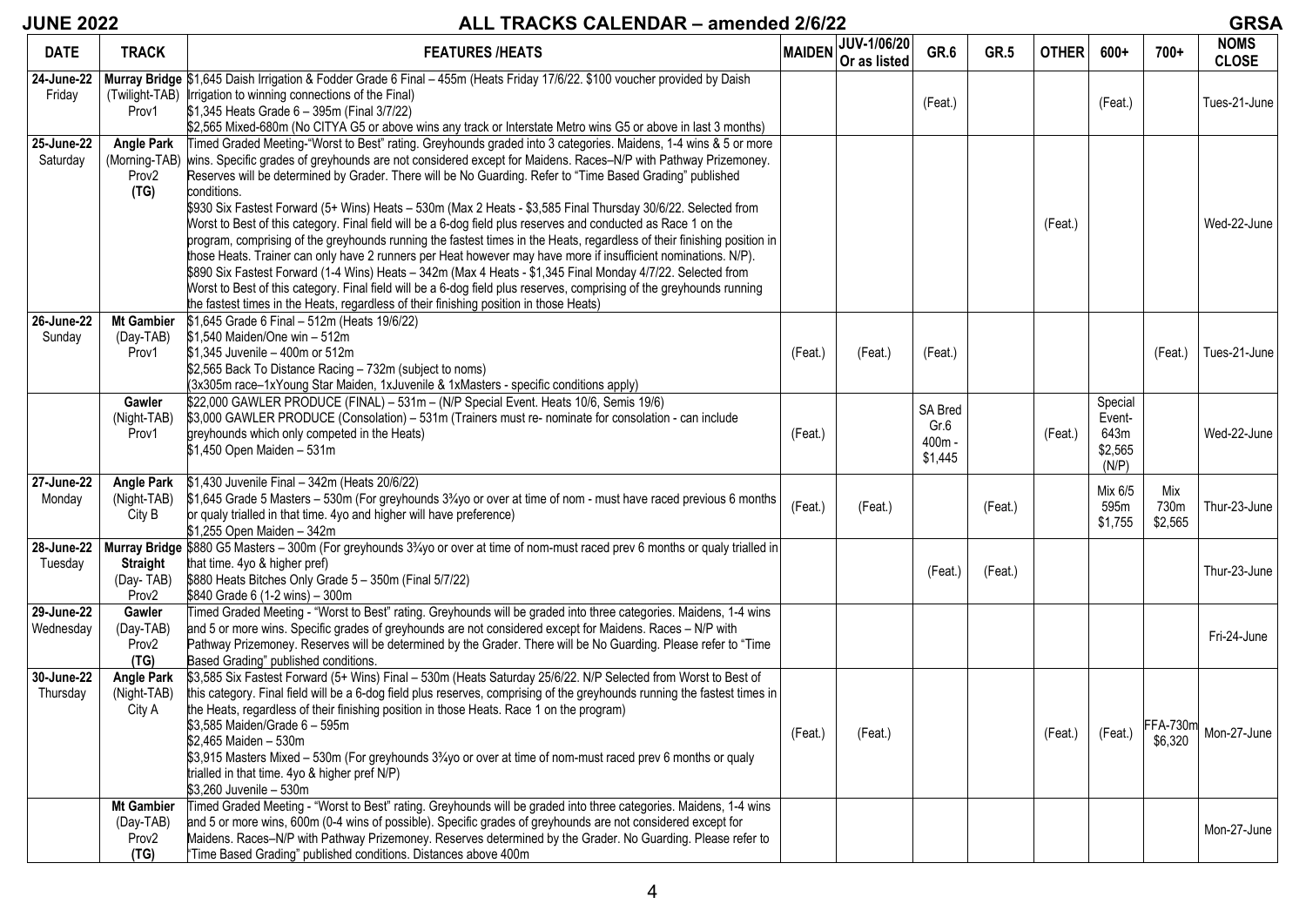# JUNE 2022 ALL TRACKS CALENDAR – amended 2/6/22 GRSA

| DATE | TRACK | FEATURES /HEATS | MAIDEN | JUV-1/06/20 Or as listed | GR.6 | GR.5 | OTHER | 600+ | 700+ | NOMS CLOSE |
|---|---|---|---|---|---|---|---|---|---|---|
| 24-June-22 Friday | Murray Bridge (Twilight-TAB) Prov1 | $1,645 Daish Irrigation & Fodder Grade 6 Final – 455m (Heats Friday 17/6/22. $100 voucher provided by Daish Irrigation to winning connections of the Final) $1,345 Heats Grade 6 – 395m (Final 3/7/22) $2,565 Mixed-680m (No CITYA G5 or above wins any track or Interstate Metro wins G5 or above in last 3 months) | | | (Feat.) | | | (Feat.) | | Tues-21-June |
| 25-June-22 Saturday | Angle Park (Morning-TAB) Prov2 (TG) | Timed Graded Meeting-"Worst to Best" rating. Greyhounds graded into 3 categories. Maidens, 1-4 wins & 5 or more wins. Specific grades of greyhounds are not considered except for Maidens. Races–N/P with Pathway Prizemoney. Reserves will be determined by Grader. There will be No Guarding. Refer to "Time Based Grading" published conditions. $930 Six Fastest Forward (5+ Wins) Heats – 530m (Max 2 Heats - $3,585 Final Thursday 30/6/22. Selected from Worst to Best of this category. Final field will be a 6-dog field plus reserves and conducted as Race 1 on the program, comprising of the greyhounds running the fastest times in the Heats, regardless of their finishing position in those Heats. Trainer can only have 2 runners per Heat however may have more if insufficient nominations. N/P). $890 Six Fastest Forward (1-4 Wins) Heats – 342m (Max 4 Heats - $1,345 Final Monday 4/7/22. Selected from Worst to Best of this category. Final field will be a 6-dog field plus reserves, comprising of the greyhounds running the fastest times in the Heats, regardless of their finishing position in those Heats) | | | | | (Feat.) | | | Wed-22-June |
| 26-June-22 Sunday | Mt Gambier (Day-TAB) Prov1 | $1,645 Grade 6 Final – 512m (Heats 19/6/22) $1,540 Maiden/One win – 512m $1,345 Juvenile – 400m or 512m $2,565 Back To Distance Racing – 732m (subject to noms) (3x305m race–1xYoung Star Maiden, 1xJuvenile & 1xMasters - specific conditions apply) | (Feat.) | (Feat.) | (Feat.) | | | | (Feat.) | Tues-21-June |
| | Gawler (Night-TAB) Prov1 | $22,000 GAWLER PRODUCE (FINAL) – 531m – (N/P Special Event. Heats 10/6, Semis 19/6) $3,000 GAWLER PRODUCE (Consolation) – 531m (Trainers must re- nominate for consolation - can include greyhounds which only competed in the Heats) $1,450 Open Maiden – 531m | (Feat.) | | SA Bred Gr.6 400m - $1,445 | | (Feat.) | Special Event- 643m $2,565 (N/P) | | Wed-22-June |
| 27-June-22 Monday | Angle Park (Night-TAB) City B | $1,430 Juvenile Final – 342m (Heats 20/6/22) $1,645 Grade 5 Masters – 530m (For greyhounds 3¾yo or over at time of nom - must have raced previous 6 months or qualy trialled in that time. 4yo and higher will have preference) $1,255 Open Maiden – 342m | (Feat.) | (Feat.) | | (Feat.) | | Mix 6/5 595m $1,755 | Mix 730m $2,565 | Thur-23-June |
| 28-June-22 Tuesday | Murray Bridge Straight (Day- TAB) Prov2 | $880 G5 Masters – 300m (For greyhounds 3¾yo or over at time of nom-must raced prev 6 months or qualy trialled in that time. 4yo & higher pref) $880 Heats Bitches Only Grade 5 – 350m (Final 5/7/22) $840 Grade 6 (1-2 wins) – 300m | | | (Feat.) | (Feat.) | | | | Thur-23-June |
| 29-June-22 Wednesday | Gawler (Day-TAB) Prov2 (TG) | Timed Graded Meeting - "Worst to Best" rating. Greyhounds will be graded into three categories. Maidens, 1-4 wins and 5 or more wins. Specific grades of greyhounds are not considered except for Maidens. Races – N/P with Pathway Prizemoney. Reserves will be determined by the Grader. There will be No Guarding. Please refer to "Time Based Grading" published conditions. | | | | | | | | Fri-24-June |
| 30-June-22 Thursday | Angle Park (Night-TAB) City A | $3,585 Six Fastest Forward (5+ Wins) Final – 530m (Heats Saturday 25/6/22. N/P Selected from Worst to Best of this category. Final field will be a 6-dog field plus reserves, comprising of the greyhounds running the fastest times in the Heats, regardless of their finishing position in those Heats. Race 1 on the program) $3,585 Maiden/Grade 6 – 595m $2,465 Maiden – 530m $3,915 Masters Mixed – 530m (For greyhounds 3¾yo or over at time of nom-must raced prev 6 months or qualy trialled in that time. 4yo & higher pref N/P) $3,260 Juvenile – 530m | (Feat.) | (Feat.) | | | (Feat.) | (Feat.) | FFA-730m $6,320 | Mon-27-June |
| | Mt Gambier (Day-TAB) Prov2 (TG) | Timed Graded Meeting - "Worst to Best" rating. Greyhounds will be graded into three categories. Maidens, 1-4 wins and 5 or more wins, 600m (0-4 wins of possible). Specific grades of greyhounds are not considered except for Maidens. Races–N/P with Pathway Prizemoney. Reserves determined by the Grader. No Guarding. Please refer to "Time Based Grading" published conditions. Distances above 400m | | | | | | | | Mon-27-June |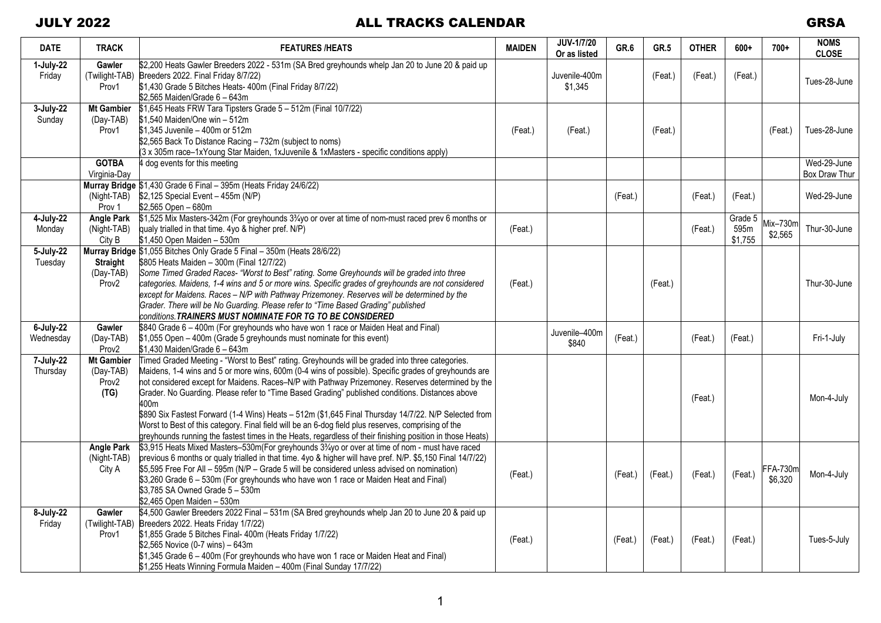# JULY 2022 ALL TRACKS CALENDAR GRSA

| DATE | TRACK | FEATURES /HEATS | MAIDEN | JUV-1/7/20 Or as listed | GR.6 | GR.5 | OTHER | 600+ | 700+ | NOMS CLOSE |
|---|---|---|---|---|---|---|---|---|---|---|
| **1-July-22**<br>Friday | **Gawler**<br>(Twilight-TAB)<br>Prov1 | $2,200 Heats Gawler Breeders 2022 - 531m (SA Bred greyhounds whelp Jan 20 to June 20 & paid up Breeders 2022. Final Friday 8/7/22)<br>$1,430 Grade 5 Bitches Heats- 400m (Final Friday 8/7/22)<br>$2,565 Maiden/Grade 6 – 643m | | Juvenile-400m<br>$1,345 | | (Feat.) | (Feat.) | (Feat.) | | Tues-28-June |
| **3-July-22**<br>Sunday | **Mt Gambier**<br>(Day-TAB)<br>Prov1 | $1,645 Heats FRW Tara Tipsters Grade 5 – 512m (Final 10/7/22)<br>$1,540 Maiden/One win – 512m<br>$1,345 Juvenile – 400m or 512m<br>$2,565 Back To Distance Racing – 732m (subject to noms)<br>(3 x 305m race–1xYoung Star Maiden, 1xJuvenile & 1xMasters - specific conditions apply) | (Feat.) | (Feat.) | | (Feat.) | | | (Feat.) | Tues-28-June |
| | **GOTBA**<br>Virginia-Day | 4 dog events for this meeting | | | | | | | | Wed-29-June<br>Box Draw Thur |
| | **Murray Bridge**<br>(Night-TAB)<br>Prov 1 | $1,430 Grade 6 Final – 395m (Heats Friday 24/6/22)<br>$2,125 Special Event – 455m (N/P)<br>$2,565 Open – 680m | | | (Feat.) | | (Feat.) | (Feat.) | | Wed-29-June |
| **4-July-22**<br>Monday | **Angle Park**<br>(Night-TAB)<br>City B | $1,525 Mix Masters-342m (For greyhounds 3¾yo or over at time of nom-must raced prev 6 months or qualy trialled in that time. 4yo & higher pref. N/P)<br>$1,450 Open Maiden – 530m | (Feat.) | | | | (Feat.) | Grade 5<br>595m<br>$1,755 | Mix–730m<br>$2,565 | Thur-30-June |
| **5-July-22**<br>Tuesday | **Murray Bridge Straight**<br>(Day-TAB)<br>Prov2 | $1,055 Bitches Only Grade 5 Final – 350m (Heats 28/6/22)<br>$805 Heats Maiden – 300m (Final 12/7/22)<br>*Some Timed Graded Races- "Worst to Best" rating. Some Greyhounds will be graded into three categories. Maidens, 1-4 wins and 5 or more wins. Specific grades of greyhounds are not considered except for Maidens. Races – N/P with Pathway Prizemoney. Reserves will be determined by the Grader. There will be No Guarding. Please refer to "Time Based Grading" published conditions.* ***TRAINERS MUST NOMINATE FOR TG TO BE CONSIDERED*** | (Feat.) | | | (Feat.) | | | | Thur-30-June |
| **6-July-22**<br>Wednesday | **Gawler**<br>(Day-TAB)<br>Prov2 | $840 Grade 6 – 400m (For greyhounds who have won 1 race or Maiden Heat and Final)<br>$1,055 Open – 400m (Grade 5 greyhounds must nominate for this event)<br>$1,430 Maiden/Grade 6 – 643m | | Juvenile–400m<br>$840 | (Feat.) | | (Feat.) | (Feat.) | | Fri-1-July |
| **7-July-22**<br>Thursday | **Mt Gambier**<br>(Day-TAB)<br>Prov2<br>**(TG)** | Timed Graded Meeting - "Worst to Best" rating. Greyhounds will be graded into three categories. Maidens, 1-4 wins and 5 or more wins, 600m (0-4 wins of possible). Specific grades of greyhounds are not considered except for Maidens. Races–N/P with Pathway Prizemoney. Reserves determined by the Grader. No Guarding. Please refer to "Time Based Grading" published conditions. Distances above 400m<br>$890 Six Fastest Forward (1-4 Wins) Heats – 512m ($1,645 Final Thursday 14/7/22. N/P Selected from Worst to Best of this category. Final field will be an 6-dog field plus reserves, comprising of the greyhounds running the fastest times in the Heats, regardless of their finishing position in those Heats) | | | | | (Feat.) | | | Mon-4-July |
| | **Angle Park**<br>(Night-TAB)<br>City A | $3,915 Heats Mixed Masters–530m(For greyhounds 3¾yo or over at time of nom - must have raced previous 6 months or qualy trialled in that time. 4yo & higher will have pref. N/P. $5,150 Final 14/7/22)<br>$5,595 Free For All – 595m (N/P – Grade 5 will be considered unless advised on nomination)<br>$3,260 Grade 6 – 530m (For greyhounds who have won 1 race or Maiden Heat and Final)<br>$3,785 SA Owned Grade 5 – 530m<br>$2,465 Open Maiden – 530m | (Feat.) | | (Feat.) | (Feat.) | (Feat.) | (Feat.) | FFA-730m<br>$6,320 | Mon-4-July |
| **8-July-22**<br>Friday | **Gawler**<br>(Twilight-TAB)<br>Prov1 | $4,500 Gawler Breeders 2022 Final – 531m (SA Bred greyhounds whelp Jan 20 to June 20 & paid up Breeders 2022. Heats Friday 1/7/22)<br>$1,855 Grade 5 Bitches Final- 400m (Heats Friday 1/7/22)<br>$2,565 Novice (0-7 wins) – 643m<br>$1,345 Grade 6 – 400m (For greyhounds who have won 1 race or Maiden Heat and Final)<br>$1,255 Heats Winning Formula Maiden – 400m (Final Sunday 17/7/22) | (Feat.) | | (Feat.) | (Feat.) | (Feat.) | (Feat.) | | Tues-5-July |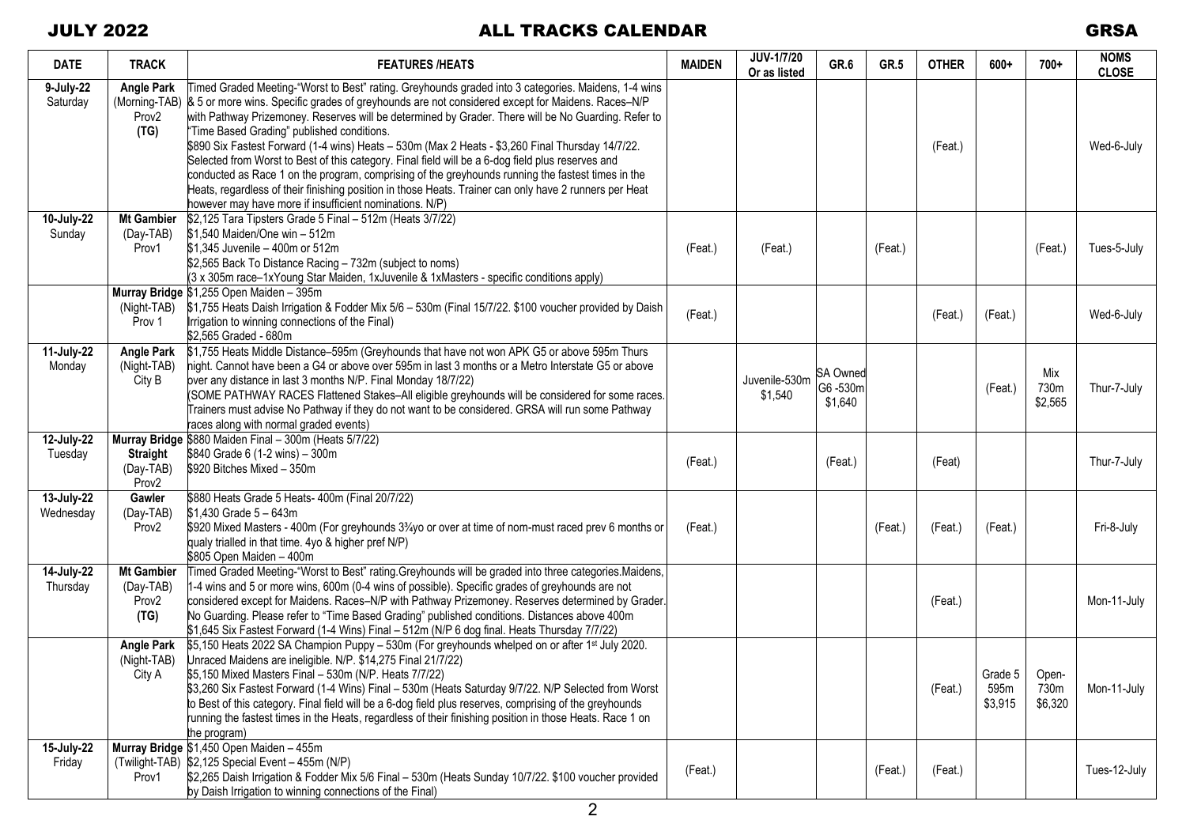## JULY 2022 — ALL TRACKS CALENDAR — GRSA

| DATE | TRACK | FEATURES /HEATS | MAIDEN | JUV-1/7/20 Or as listed | GR.6 | GR.5 | OTHER | 600+ | 700+ | NOMS CLOSE |
|---|---|---|---|---|---|---|---|---|---|---|
| 9-July-22 Saturday | Angle Park (Morning-TAB) Prov2 (TG) | Timed Graded Meeting-"Worst to Best" rating. Greyhounds graded into 3 categories. Maidens, 1-4 wins & 5 or more wins. Specific grades of greyhounds are not considered except for Maidens. Races–N/P with Pathway Prizemoney. Reserves will be determined by Grader. There will be No Guarding. Refer to "Time Based Grading" published conditions. $890 Six Fastest Forward (1-4 wins) Heats – 530m (Max 2 Heats - $3,260 Final Thursday 14/7/22. Selected from Worst to Best of this category. Final field will be a 6-dog field plus reserves and conducted as Race 1 on the program, comprising of the greyhounds running the fastest times in the Heats, regardless of their finishing position in those Heats. Trainer can only have 2 runners per Heat however may have more if insufficient nominations. N/P) | | | | | (Feat.) | | | Wed-6-July |
| 10-July-22 Sunday | Mt Gambier (Day-TAB) Prov1 | $2,125 Tara Tipsters Grade 5 Final – 512m (Heats 3/7/22) $1,540 Maiden/One win – 512m $1,345 Juvenile – 400m or 512m $2,565 Back To Distance Racing – 732m (subject to noms) (3 x 305m race–1xYoung Star Maiden, 1xJuvenile & 1xMasters - specific conditions apply) | (Feat.) | (Feat.) | | (Feat.) | | | (Feat.) | Tues-5-July |
| | Murray Bridge (Night-TAB) Prov 1 | $1,255 Open Maiden – 395m $1,755 Heats Daish Irrigation & Fodder Mix 5/6 – 530m (Final 15/7/22. $100 voucher provided by Daish Irrigation to winning connections of the Final) $2,565 Graded - 680m | (Feat.) | | | | (Feat.) | (Feat.) | | Wed-6-July |
| 11-July-22 Monday | Angle Park (Night-TAB) City B | $1,755 Heats Middle Distance–595m (Greyhounds that have not won APK G5 or above 595m Thurs night. Cannot have been a G4 or above over 595m in last 3 months or a Metro Interstate G5 or above over any distance in last 3 months N/P. Final Monday 18/7/22) (SOME PATHWAY RACES Flattened Stakes–All eligible greyhounds will be considered for some races. Trainers must advise No Pathway if they do not want to be considered. GRSA will run some Pathway races along with normal graded events) | | Juvenile-530m $1,540 | SA Owned G6 -530m $1,640 | | | (Feat.) | Mix 730m $2,565 | Thur-7-July |
| 12-July-22 Tuesday | Murray Bridge Straight (Day-TAB) Prov2 | $880 Maiden Final – 300m (Heats 5/7/22) $840 Grade 6 (1-2 wins) – 300m $920 Bitches Mixed – 350m | (Feat.) | | (Feat.) | | (Feat) | | | Thur-7-July |
| 13-July-22 Wednesday | Gawler (Day-TAB) Prov2 | $880 Heats Grade 5 Heats- 400m (Final 20/7/22) $1,430 Grade 5 – 643m $920 Mixed Masters - 400m (For greyhounds 3¾yo or over at time of nom-must raced prev 6 months or qualy trialled in that time. 4yo & higher pref N/P) $805 Open Maiden – 400m | (Feat.) | | | (Feat.) | (Feat.) | (Feat.) | | Fri-8-July |
| 14-July-22 Thursday | Mt Gambier (Day-TAB) Prov2 (TG) | Timed Graded Meeting-"Worst to Best" rating.Greyhounds will be graded into three categories.Maidens, 1-4 wins and 5 or more wins, 600m (0-4 wins of possible). Specific grades of greyhounds are not considered except for Maidens. Races–N/P with Pathway Prizemoney. Reserves determined by Grader. No Guarding. Please refer to "Time Based Grading" published conditions. Distances above 400m $1,645 Six Fastest Forward (1-4 Wins) Final – 512m (N/P 6 dog final. Heats Thursday 7/7/22) | | | | | (Feat.) | | | Mon-11-July |
| | Angle Park (Night-TAB) City A | $5,150 Heats 2022 SA Champion Puppy – 530m (For greyhounds whelped on or after 1st July 2020. Unraced Maidens are ineligible. N/P. $14,275 Final 21/7/22) $5,150 Mixed Masters Final – 530m (N/P. Heats 7/7/22) $3,260 Six Fastest Forward (1-4 Wins) Final – 530m (Heats Saturday 9/7/22. N/P Selected from Worst to Best of this category. Final field will be a 6-dog field plus reserves, comprising of the greyhounds running the fastest times in the Heats, regardless of their finishing position in those Heats. Race 1 on the program) | | | | | (Feat.) | Grade 5 595m $3,915 | Open-730m $6,320 | Mon-11-July |
| 15-July-22 Friday | Murray Bridge (Twilight-TAB) Prov1 | $1,450 Open Maiden – 455m $2,125 Special Event – 455m (N/P) $2,265 Daish Irrigation & Fodder Mix 5/6 Final – 530m (Heats Sunday 10/7/22. $100 voucher provided by Daish Irrigation to winning connections of the Final) | (Feat.) | | | (Feat.) | (Feat.) | | | Tues-12-July |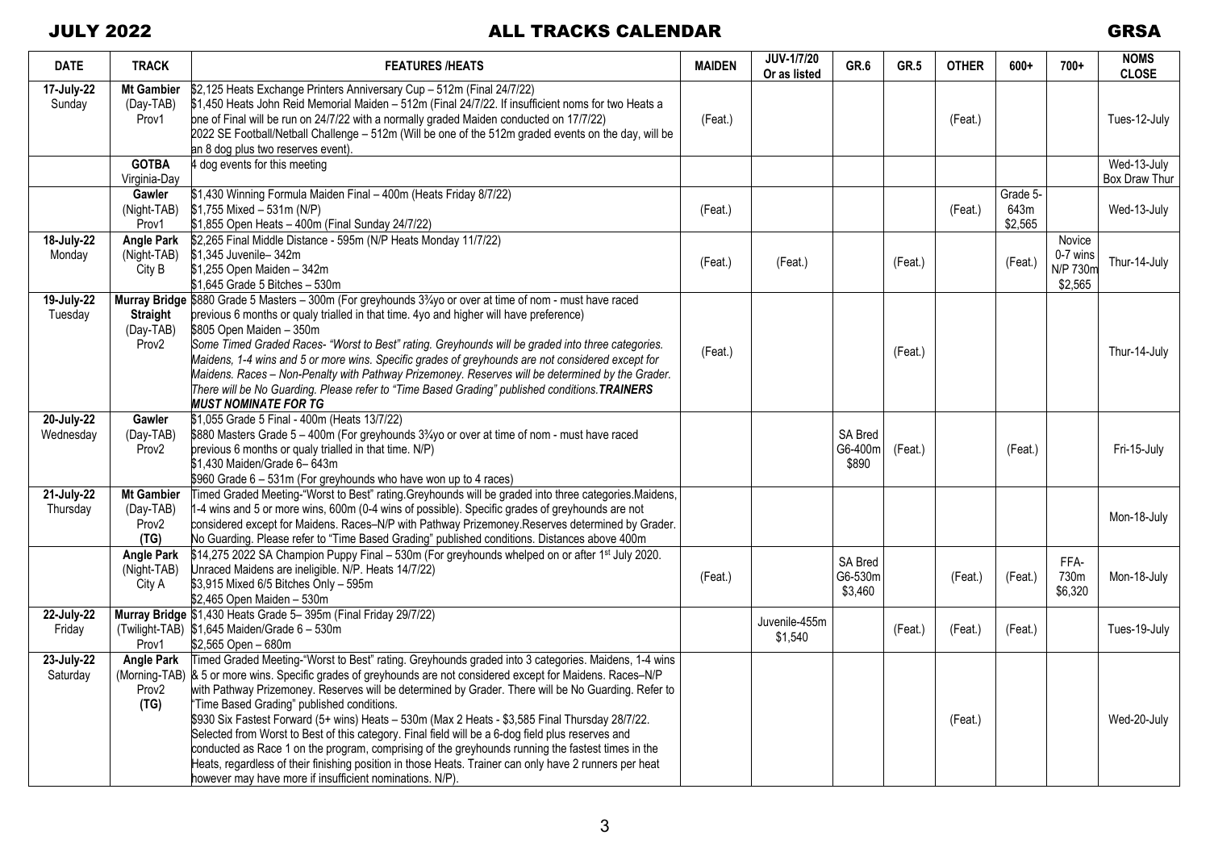# JULY 2022 ALL TRACKS CALENDAR GRSA

| DATE | TRACK | FEATURES /HEATS | MAIDEN | JUV-1/7/20 Or as listed | GR.6 | GR.5 | OTHER | 600+ | 700+ | NOMS CLOSE |
|---|---|---|---|---|---|---|---|---|---|---|
| 17-July-22 Sunday | **Mt Gambier** (Day-TAB) Prov1 | $2,125 Heats Exchange Printers Anniversary Cup – 512m (Final 24/7/22)<br>$1,450 Heats John Reid Memorial Maiden – 512m (Final 24/7/22. If insufficient noms for two Heats a one of Final will be run on 24/7/22 with a normally graded Maiden conducted on 17/7/22)<br>2022 SE Football/Netball Challenge – 512m (Will be one of the 512m graded events on the day, will be an 8 dog plus two reserves event). | (Feat.) | | | | (Feat.) | | | Tues-12-July |
| | **GOTBA** Virginia-Day | 4 dog events for this meeting | | | | | | | | Wed-13-July Box Draw Thur |
| | **Gawler** (Night-TAB) Prov1 | $1,430 Winning Formula Maiden Final – 400m (Heats Friday 8/7/22)<br>$1,755 Mixed – 531m (N/P)<br>$1,855 Open Heats – 400m (Final Sunday 24/7/22) | (Feat.) | | | | (Feat.) | Grade 5- 643m $2,565 | | Wed-13-July |
| 18-July-22 Monday | **Angle Park** (Night-TAB) City B | $2,265 Final Middle Distance - 595m (N/P Heats Monday 11/7/22)<br>$1,345 Juvenile– 342m<br>$1,255 Open Maiden – 342m<br>$1,645 Grade 5 Bitches – 530m | (Feat.) | (Feat.) | | (Feat.) | | (Feat.) | Novice 0-7 wins N/P 730m $2,565 | Thur-14-July |
| 19-July-22 Tuesday | **Murray Bridge Straight** (Day-TAB) Prov2 | $880 Grade 5 Masters – 300m (For greyhounds 3¾yo or over at time of nom - must have raced previous 6 months or qualy trialled in that time. 4yo and higher will have preference)<br>$805 Open Maiden – 350m<br>*Some Timed Graded Races- "Worst to Best" rating. Greyhounds will be graded into three categories. Maidens, 1-4 wins and 5 or more wins. Specific grades of greyhounds are not considered except for Maidens. Races – Non-Penalty with Pathway Prizemoney. Reserves will be determined by the Grader. There will be No Guarding. Please refer to "Time Based Grading" published conditions.* ***TRAINERS MUST NOMINATE FOR TG*** | (Feat.) | | | (Feat.) | | | | Thur-14-July |
| 20-July-22 Wednesday | **Gawler** (Day-TAB) Prov2 | $1,055 Grade 5 Final - 400m (Heats 13/7/22)<br>$880 Masters Grade 5 – 400m (For greyhounds 3¾yo or over at time of nom - must have raced previous 6 months or qualy trialled in that time. N/P)<br>$1,430 Maiden/Grade 6– 643m<br>$960 Grade 6 – 531m (For greyhounds who have won up to 4 races) | | | SA Bred G6-400m $890 | (Feat.) | | (Feat.) | | Fri-15-July |
| 21-July-22 Thursday | **Mt Gambier** (Day-TAB) Prov2 **(TG)** | Timed Graded Meeting-"Worst to Best" rating.Greyhounds will be graded into three categories.Maidens, 1-4 wins and 5 or more wins, 600m (0-4 wins of possible). Specific grades of greyhounds are not considered except for Maidens. Races–N/P with Pathway Prizemoney.Reserves determined by Grader. No Guarding. Please refer to "Time Based Grading" published conditions. Distances above 400m | | | | | | | | Mon-18-July |
| | **Angle Park** (Night-TAB) City A | $14,275 2022 SA Champion Puppy Final – 530m (For greyhounds whelped on or after 1st July 2020. Unraced Maidens are ineligible. N/P. Heats 14/7/22)<br>$3,915 Mixed 6/5 Bitches Only – 595m<br>$2,465 Open Maiden – 530m | (Feat.) | | SA Bred G6-530m $3,460 | | (Feat.) | (Feat.) | FFA- 730m $6,320 | Mon-18-July |
| 22-July-22 Friday | **Murray Bridge** (Twilight-TAB) Prov1 | $1,430 Heats Grade 5– 395m (Final Friday 29/7/22)<br>$1,645 Maiden/Grade 6 – 530m<br>$2,565 Open – 680m | | Juvenile-455m $1,540 | | (Feat.) | (Feat.) | (Feat.) | | Tues-19-July |
| 23-July-22 Saturday | **Angle Park** (Morning-TAB) Prov2 **(TG)** | Timed Graded Meeting-"Worst to Best" rating. Greyhounds graded into 3 categories. Maidens, 1-4 wins & 5 or more wins. Specific grades of greyhounds are not considered except for Maidens. Races–N/P with Pathway Prizemoney. Reserves will be determined by Grader. There will be No Guarding. Refer to "Time Based Grading" published conditions.<br>$930 Six Fastest Forward (5+ wins) Heats – 530m (Max 2 Heats - $3,585 Final Thursday 28/7/22. Selected from Worst to Best of this category. Final field will be a 6-dog field plus reserves and conducted as Race 1 on the program, comprising of the greyhounds running the fastest times in the Heats, regardless of their finishing position in those Heats. Trainer can only have 2 runners per heat however may have more if insufficient nominations. N/P). | | | | | (Feat.) | | | Wed-20-July |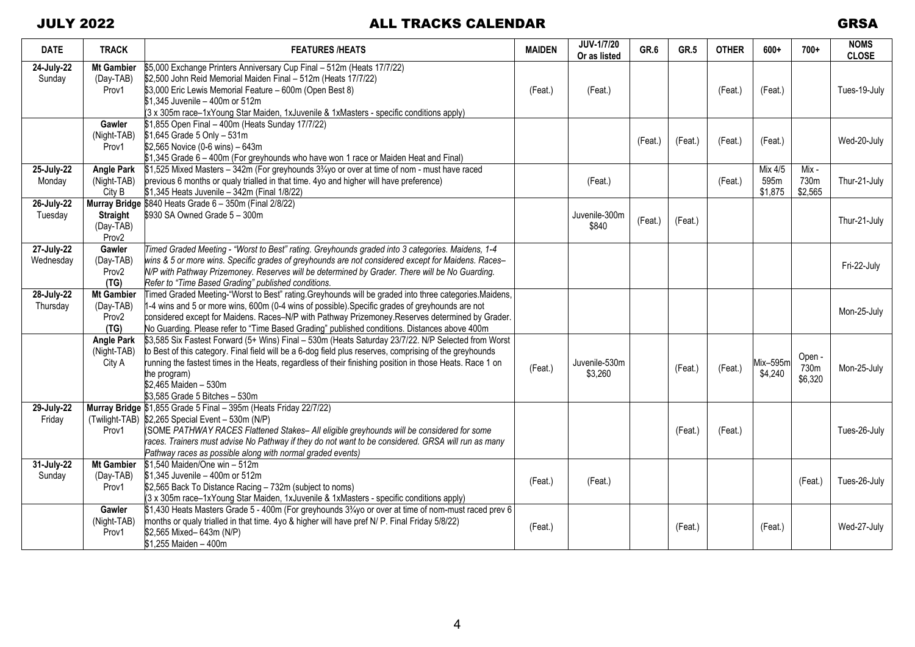JULY 2022 — ALL TRACKS CALENDAR — GRSA

| DATE | TRACK | FEATURES /HEATS | MAIDEN | JUV-1/7/20 Or as listed | GR.6 | GR.5 | OTHER | 600+ | 700+ | NOMS CLOSE |
|---|---|---|---|---|---|---|---|---|---|---|
| 24-July-22 Sunday | **Mt Gambier** (Day-TAB) Prov1 | $5,000 Exchange Printers Anniversary Cup Final – 512m (Heats 17/7/22)<br>$2,500 John Reid Memorial Maiden Final – 512m (Heats 17/7/22)<br>$3,000 Eric Lewis Memorial Feature – 600m (Open Best 8)<br>$1,345 Juvenile – 400m or 512m<br>(3 x 305m race–1xYoung Star Maiden, 1xJuvenile & 1xMasters - specific conditions apply) | (Feat.) | (Feat.) | | | (Feat.) | (Feat.) | | Tues-19-July |
| | **Gawler** (Night-TAB) Prov1 | $1,855 Open Final – 400m (Heats Sunday 17/7/22)<br>$1,645 Grade 5 Only – 531m<br>$2,565 Novice (0-6 wins) – 643m<br>$1,345 Grade 6 – 400m (For greyhounds who have won 1 race or Maiden Heat and Final) | | | (Feat.) | (Feat.) | (Feat.) | (Feat.) | | Wed-20-July |
| 25-July-22 Monday | **Angle Park** (Night-TAB) City B | $1,525 Mixed Masters – 342m (For greyhounds 3¾yo or over at time of nom - must have raced previous 6 months or qualy trialled in that time. 4yo and higher will have preference)<br>$1,345 Heats Juvenile – 342m (Final 1/8/22) | | (Feat.) | | | (Feat.) | Mix 4/5 595m $1,875 | Mix - 730m $2,565 | Thur-21-July |
| 26-July-22 Tuesday | **Murray Bridge Straight** (Day-TAB) Prov2 | $840 Heats Grade 6 – 350m (Final 2/8/22)<br>$930 SA Owned Grade 5 – 300m | | Juvenile-300m $840 | (Feat.) | (Feat.) | | | | Thur-21-July |
| 27-July-22 Wednesday | **Gawler** (Day-TAB) Prov2 **(TG)** | *Timed Graded Meeting - "Worst to Best" rating. Greyhounds graded into 3 categories. Maidens, 1-4 wins & 5 or more wins. Specific grades of greyhounds are not considered except for Maidens. Races–N/P with Pathway Prizemoney. Reserves will be determined by Grader. There will be No Guarding. Refer to "Time Based Grading" published conditions.* | | | | | | | | Fri-22-July |
| 28-July-22 Thursday | **Mt Gambier** (Day-TAB) Prov2 **(TG)** | Timed Graded Meeting-"Worst to Best" rating.Greyhounds will be graded into three categories.Maidens, 1-4 wins and 5 or more wins, 600m (0-4 wins of possible).Specific grades of greyhounds are not considered except for Maidens. Races–N/P with Pathway Prizemoney.Reserves determined by Grader. No Guarding. Please refer to "Time Based Grading" published conditions. Distances above 400m | | | | | | | | Mon-25-July |
| | **Angle Park** (Night-TAB) City A | $3,585 Six Fastest Forward (5+ Wins) Final – 530m (Heats Saturday 23/7/22. N/P Selected from Worst to Best of this category. Final field will be a 6-dog field plus reserves, comprising of the greyhounds running the fastest times in the Heats, regardless of their finishing position in those Heats. Race 1 on the program)<br>$2,465 Maiden – 530m<br>$3,585 Grade 5 Bitches – 530m | (Feat.) | Juvenile-530m $3,260 | | (Feat.) | (Feat.) | Mix–595m $4,240 | Open - 730m $6,320 | Mon-25-July |
| 29-July-22 Friday | **Murray Bridge** (Twilight-TAB) Prov1 | $1,855 Grade 5 Final – 395m (Heats Friday 22/7/22)<br>$2,265 Special Event – 530m (N/P)<br>(SOME *PATHWAY RACES Flattened Stakes– All eligible greyhounds will be considered for some races. Trainers must advise No Pathway if they do not want to be considered. GRSA will run as many Pathway races as possible along with normal graded events)* | | | | (Feat.) | (Feat.) | | | Tues-26-July |
| 31-July-22 Sunday | **Mt Gambier** (Day-TAB) Prov1 | $1,540 Maiden/One win – 512m<br>$1,345 Juvenile – 400m or 512m<br>$2,565 Back To Distance Racing – 732m (subject to noms)<br>(3 x 305m race–1xYoung Star Maiden, 1xJuvenile & 1xMasters - specific conditions apply) | (Feat.) | (Feat.) | | | | | (Feat.) | Tues-26-July |
| | **Gawler** (Night-TAB) Prov1 | $1,430 Heats Masters Grade 5 - 400m (For greyhounds 3¾yo or over at time of nom-must raced prev 6 months or qualy trialled in that time. 4yo & higher will have pref N/ P. Final Friday 5/8/22)<br>$2,565 Mixed– 643m (N/P)<br>$1,255 Maiden – 400m | (Feat.) | | | (Feat.) | | (Feat.) | | Wed-27-July |